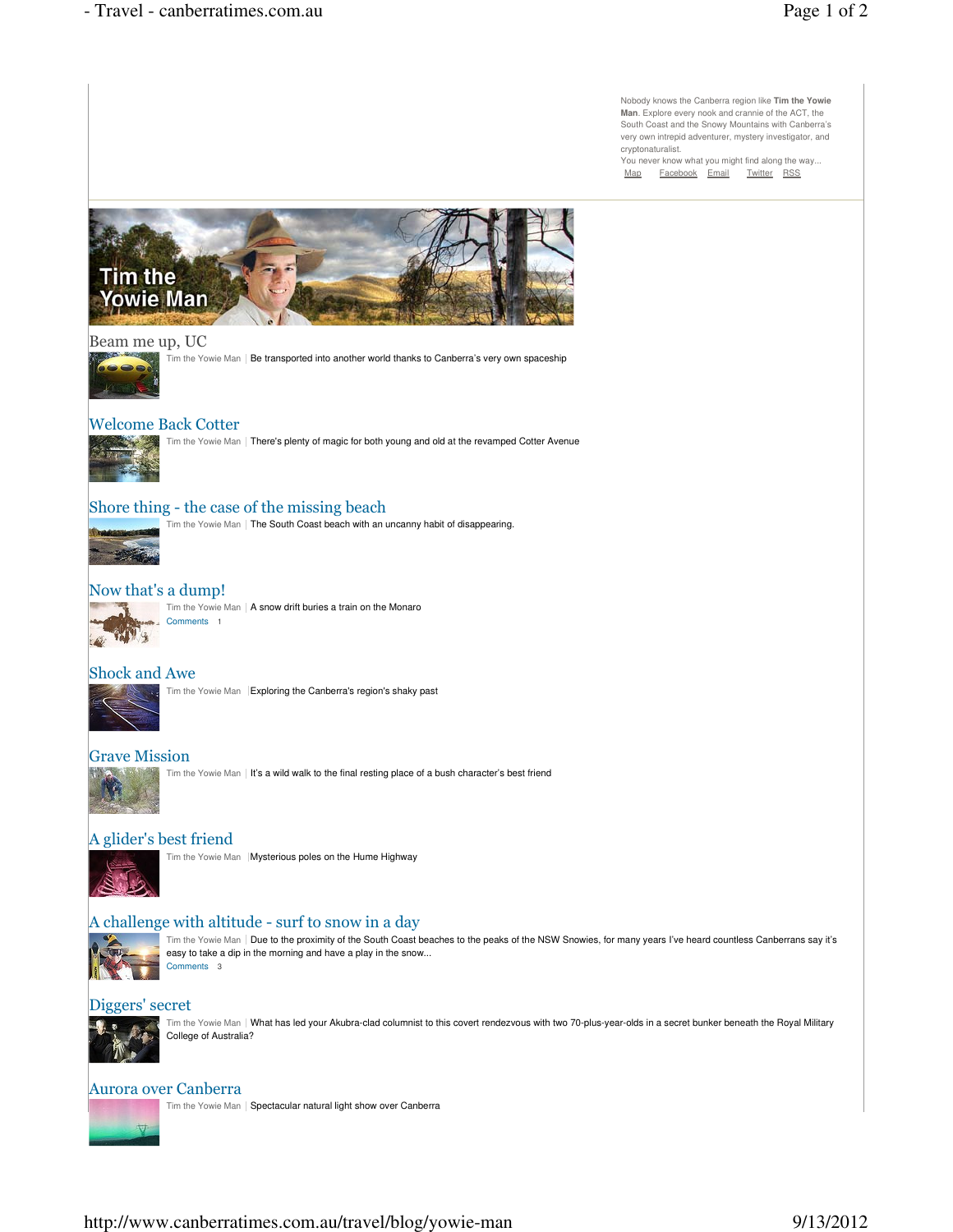Nobody knows the Canberra region like **Tim the Yowie Man**. Explore every nook and crannie of the ACT, the South Coast and the Snowy Mountains with Canberra's very own intrepid adventurer, mystery investigator, and cryptonaturalist.
You never know what you might find along the way...

Map Facebook Email Twitter RSS

Tim the Yowie Man

## Beam me up, UC

Tim the Yowie Man | Be transported into another world thanks to Canberra's very own spaceship

## Welcome Back Cotter

Tim the Yowie Man | There's plenty of magic for both young and old at the revamped Cotter Avenue

## Shore thing - the case of the missing beach

Tim the Yowie Man | The South Coast beach with an uncanny habit of disappearing.

## Now that's a dump!

Tim the Yowie Man | A snow drift buries a train on the Monaro

Comments 1

## Shock and Awe

Tim the Yowie Man | Exploring the Canberra's region's shaky past

## Grave Mission

Tim the Yowie Man | It's a wild walk to the final resting place of a bush character's best friend

## A glider's best friend

Tim the Yowie Man | Mysterious poles on the Hume Highway

## A challenge with altitude - surf to snow in a day

Tim the Yowie Man | Due to the proximity of the South Coast beaches to the peaks of the NSW Snowies, for many years I've heard countless Canberrans say it's easy to take a dip in the morning and have a play in the snow...

Comments 3

## Diggers' secret

Tim the Yowie Man | What has led your Akubra-clad columnist to this covert rendezvous with two 70-plus-year-olds in a secret bunker beneath the Royal Military College of Australia?

## Aurora over Canberra

Tim the Yowie Man | Spectacular natural light show over Canberra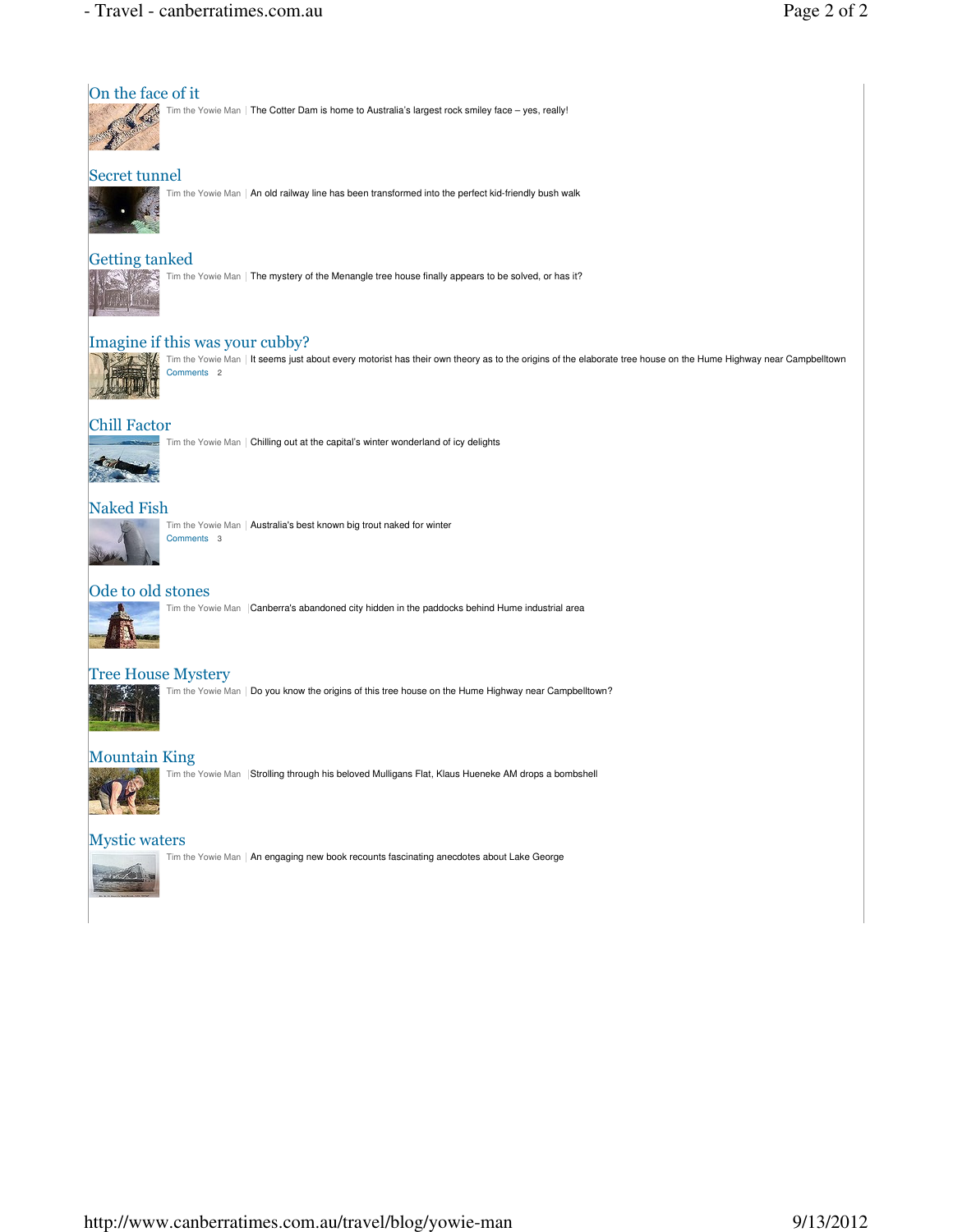## On the face of it

Tim the Yowie Man | The Cotter Dam is home to Australia's largest rock smiley face – yes, really!

## Secret tunnel

Tim the Yowie Man | An old railway line has been transformed into the perfect kid-friendly bush walk

## Getting tanked

Tim the Yowie Man | The mystery of the Menangle tree house finally appears to be solved, or has it?

## Imagine if this was your cubby?

Tim the Yowie Man | It seems just about every motorist has their own theory as to the origins of the elaborate tree house on the Hume Highway near Campbelltown

Comments 2

## Chill Factor

Tim the Yowie Man | Chilling out at the capital's winter wonderland of icy delights

## Naked Fish

Tim the Yowie Man | Australia's best known big trout naked for winter

Comments 3

## Ode to old stones

Tim the Yowie Man | Canberra's abandoned city hidden in the paddocks behind Hume industrial area

## Tree House Mystery

Tim the Yowie Man | Do you know the origins of this tree house on the Hume Highway near Campbelltown?

## Mountain King

Tim the Yowie Man | Strolling through his beloved Mulligans Flat, Klaus Hueneke AM drops a bombshell

## Mystic waters

Tim the Yowie Man | An engaging new book recounts fascinating anecdotes about Lake George